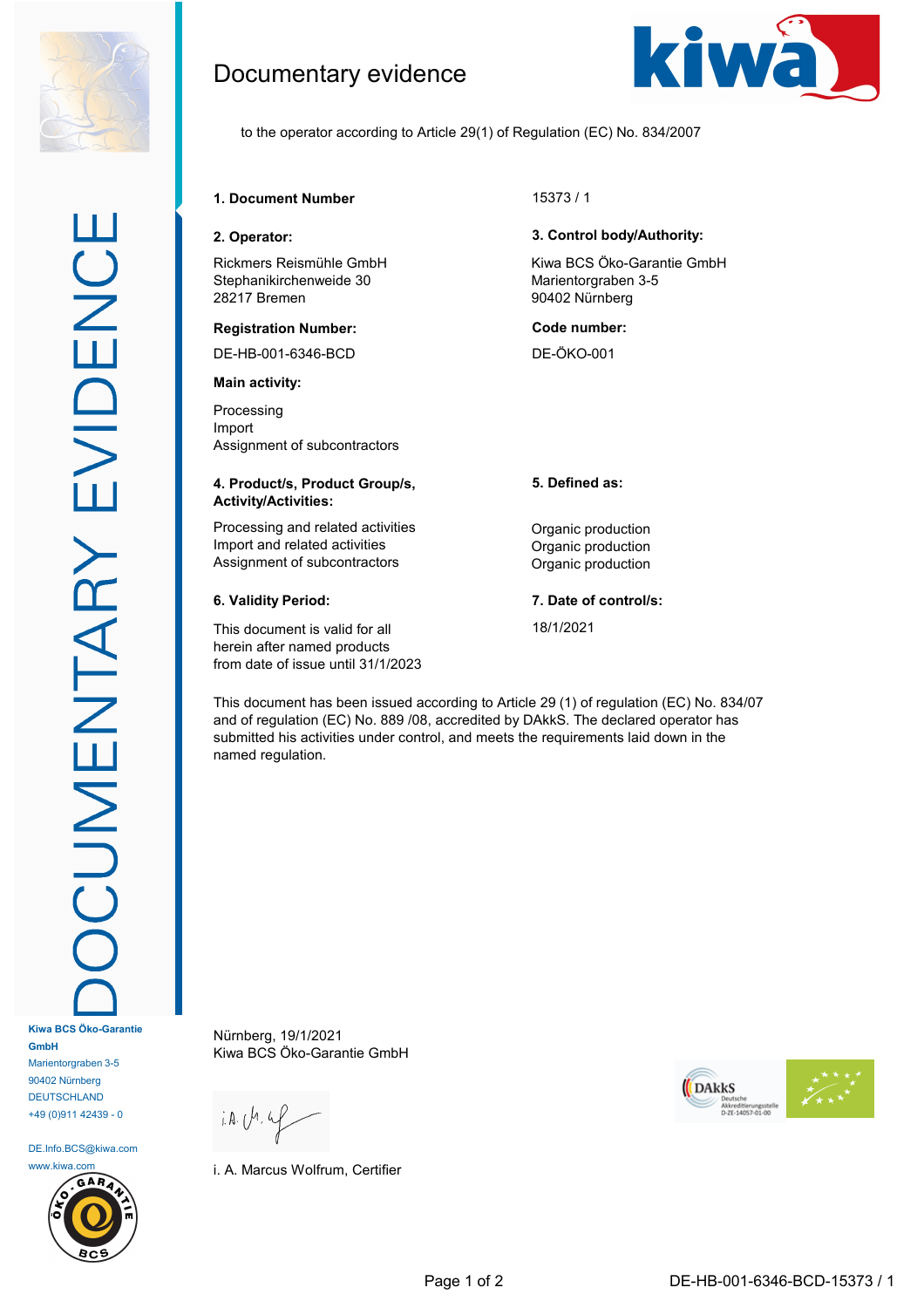# Documentary evidence

to the operator according to Article 29(1) of Regulation (EC) No. 834/2007

**1. Document Number** 15373 / 1

**2. Operator:**

Rickmers Reismühle GmbH
Stephanikirchenweide 30
28217 Bremen

**3. Control body/Authority:**

Kiwa BCS Öko-Garantie GmbH
Marientorgraben 3-5
90402 Nürnberg

**Registration Number:**

DE-HB-001-6346-BCD

**Code number:**

DE-ÖKO-001

**Main activity:**

Processing
Import
Assignment of subcontractors

| **4. Product/s, Product Group/s, Activity/Activities:** | **5. Defined as:** |
|---|---|
| Processing and related activities | Organic production |
| Import and related activities | Organic production |
| Assignment of subcontractors | Organic production |

**6. Validity Period:**

This document is valid for all herein after named products from date of issue until 31/1/2023

**7. Date of control/s:**

18/1/2021

This document has been issued according to Article 29 (1) of regulation (EC) No. 834/07 and of regulation (EC) No. 889 /08, accredited by DAkkS. The declared operator has submitted his activities under control, and meets the requirements laid down in the named regulation.

Nürnberg, 19/1/2021
Kiwa BCS Öko-Garantie GmbH

i. A. Marcus Wolfrum, Certifier

DAkkS Deutsche Akkreditierungsstelle D-ZE-14057-01-00

Kiwa BCS Öko-Garantie GmbH
Marientorgraben 3-5
90402 Nürnberg
DEUTSCHLAND
+49 (0)911 42439 - 0

DE.Info.BCS@kiwa.com
www.kiwa.com

DE-HB-001-6346-BCD-15373 / 1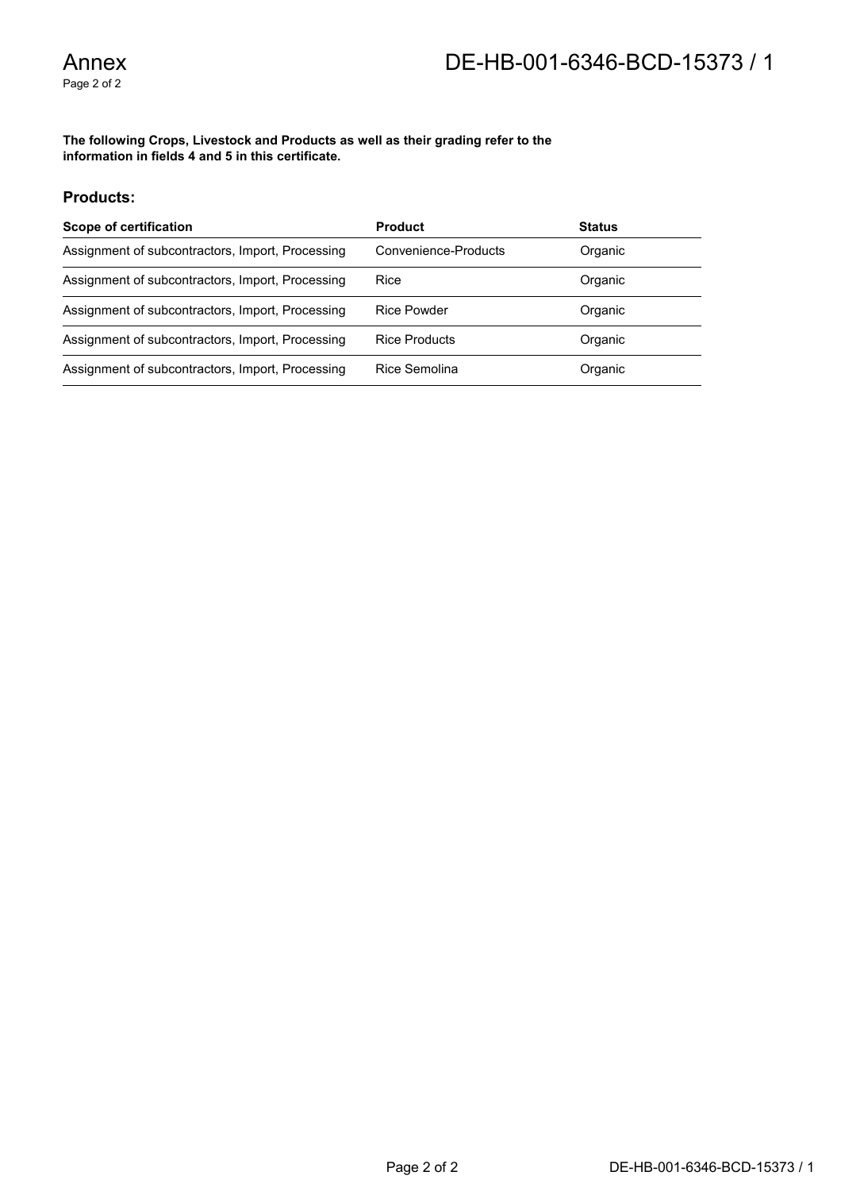# Annex

## DE-HB-001-6346-BCD-15373 / 1

**The following Crops, Livestock and Products as well as their grading refer to the information in fields 4 and 5 in this certificate.**

### Products:

| Scope of certification | Product | Status |
|---|---|---|
| Assignment of subcontractors, Import, Processing | Convenience-Products | Organic |
| Assignment of subcontractors, Import, Processing | Rice | Organic |
| Assignment of subcontractors, Import, Processing | Rice Powder | Organic |
| Assignment of subcontractors, Import, Processing | Rice Products | Organic |
| Assignment of subcontractors, Import, Processing | Rice Semolina | Organic |